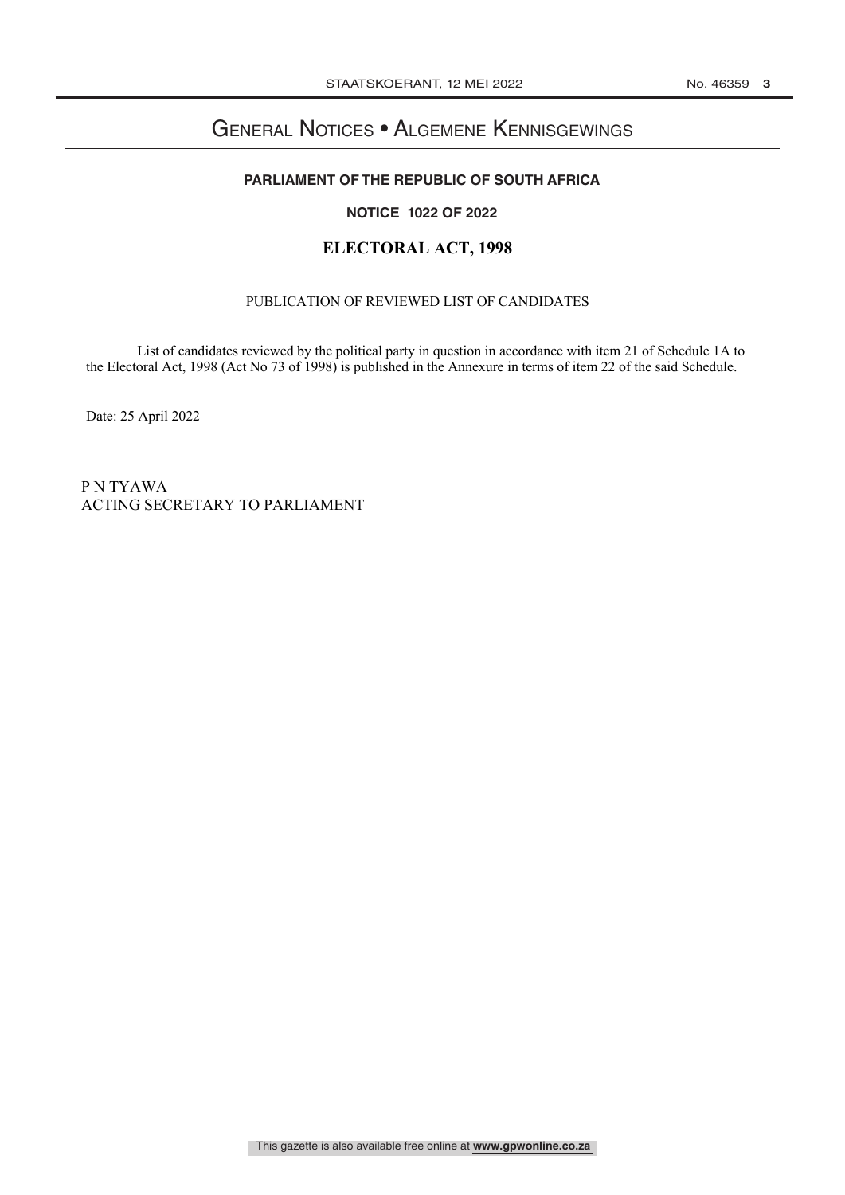# General Notices • Algemene Kennisgewings

## PARLIAMENT OF THE REPUBLIC OF SOUTH AFRICA

### NOTICE 1022 OF 2022

### ELECTORAL ACT, 1998

PUBLICATION OF REVIEWED LIST OF CANDIDATES

List of candidates reviewed by the political party in question in accordance with item 21 of Schedule 1A to the Electoral Act, 1998 (Act No 73 of 1998) is published in the Annexure in terms of item 22 of the said Schedule.

Date: 25 April 2022

P N TYAWA
ACTING SECRETARY TO PARLIAMENT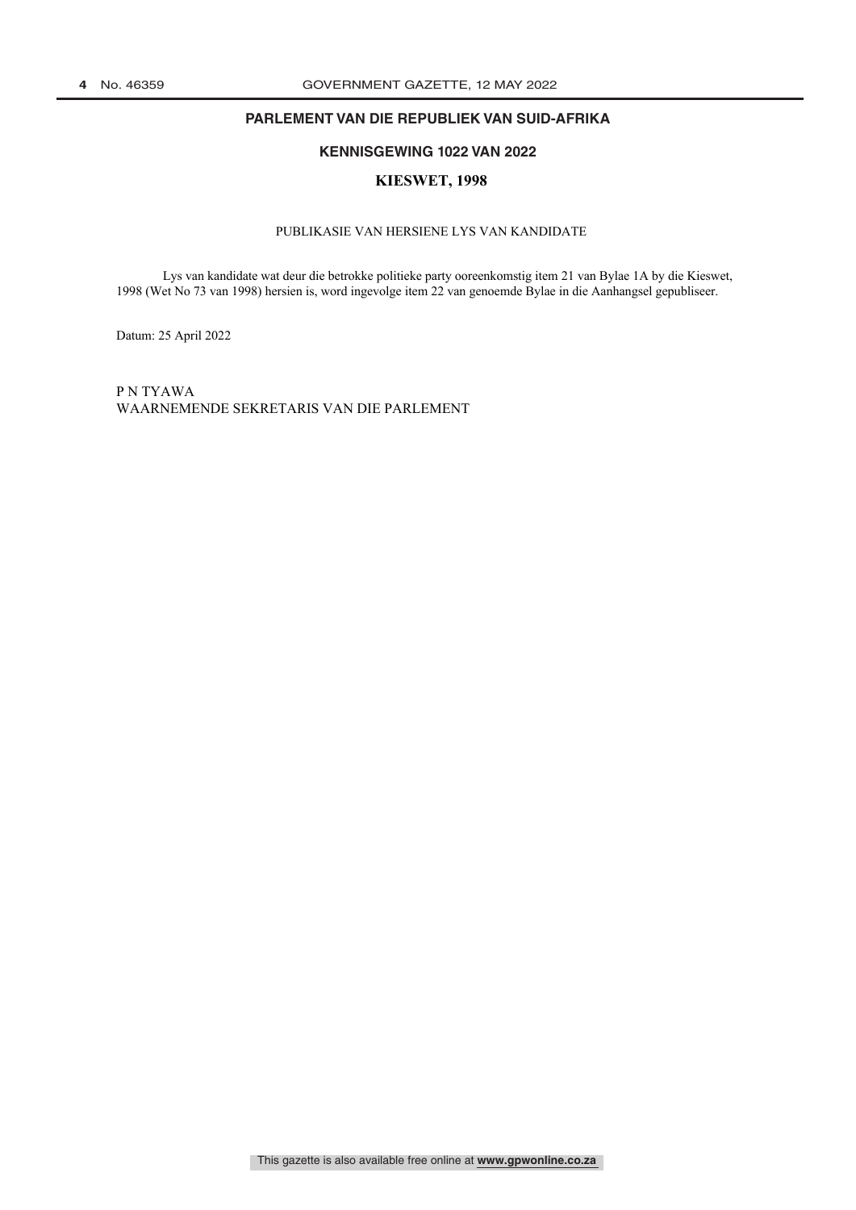## PARLEMENT VAN DIE REPUBLIEK VAN SUID-AFRIKA

### KENNISGEWING 1022 VAN 2022

### KIESWET, 1998

PUBLIKASIE VAN HERSIENE LYS VAN KANDIDATE

Lys van kandidate wat deur die betrokke politieke party ooreenkomstig item 21 van Bylae 1A by die Kieswet, 1998 (Wet No 73 van 1998) hersien is, word ingevolge item 22 van genoemde Bylae in die Aanhangsel gepubliseer.

Datum: 25 April 2022

P N TYAWA
WAARNEMENDE SEKRETARIS VAN DIE PARLEMENT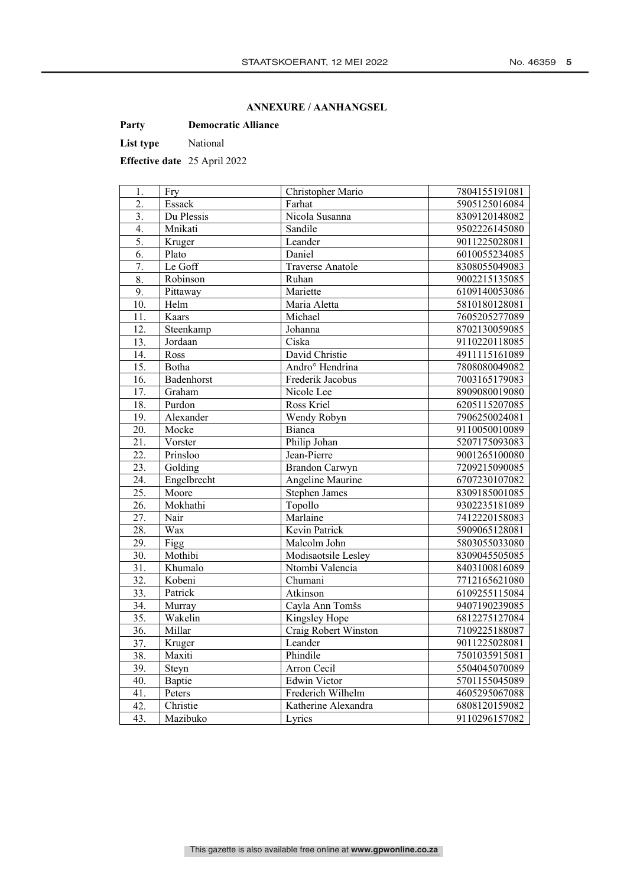**ANNEXURE / AANHANGSEL**

**Party** **Democratic Alliance**

**List type** National

**Effective date** 25 April 2022

| | | | |
|---|---|---|---|
| 1. | Fry | Christopher Mario | 7804155191081 |
| 2. | Essack | Farhat | 5905125016084 |
| 3. | Du Plessis | Nicola Susanna | 8309120148082 |
| 4. | Mnikati | Sandile | 9502226145080 |
| 5. | Kruger | Leander | 9011225028081 |
| 6. | Plato | Daniel | 6010055234085 |
| 7. | Le Goff | Traverse Anatole | 8308055049083 |
| 8. | Robinson | Ruhan | 9002215135085 |
| 9. | Pittaway | Mariette | 6109140053086 |
| 10. | Helm | Maria Aletta | 5810180128081 |
| 11. | Kaars | Michael | 7605205277089 |
| 12. | Steenkamp | Johanna | 8702130059085 |
| 13. | Jordaan | Ciska | 9110220118085 |
| 14. | Ross | David Christie | 4911115161089 |
| 15. | Botha | Andro° Hendrina | 7808080049082 |
| 16. | Badenhorst | Frederik Jacobus | 7003165179083 |
| 17. | Graham | Nicole Lee | 8909080019080 |
| 18. | Purdon | Ross Kriel | 6205115207085 |
| 19. | Alexander | Wendy Robyn | 7906250024081 |
| 20. | Mocke | Bianca | 9110050010089 |
| 21. | Vorster | Philip Johan | 5207175093083 |
| 22. | Prinsloo | Jean-Pierre | 9001265100080 |
| 23. | Golding | Brandon Carwyn | 7209215090085 |
| 24. | Engelbrecht | Angeline Maurine | 6707230107082 |
| 25. | Moore | Stephen James | 8309185001085 |
| 26. | Mokhathi | Topollo | 9302235181089 |
| 27. | Nair | Marlaine | 7412220158083 |
| 28. | Wax | Kevin Patrick | 5909065128081 |
| 29. | Figg | Malcolm John | 5803055033080 |
| 30. | Mothibi | Modisaotsile Lesley | 8309045505085 |
| 31. | Khumalo | Ntombi Valencia | 8403100816089 |
| 32. | Kobeni | Chumani | 7712165621080 |
| 33. | Patrick | Atkinson | 6109255115084 |
| 34. | Murray | Cayla Ann Tomšs | 9407190239085 |
| 35. | Wakelin | Kingsley Hope | 6812275127084 |
| 36. | Millar | Craig Robert Winston | 7109225188087 |
| 37. | Kruger | Leander | 9011225028081 |
| 38. | Maxiti | Phindile | 7501035915081 |
| 39. | Steyn | Arron Cecil | 5504045070089 |
| 40. | Baptie | Edwin Victor | 5701155045089 |
| 41. | Peters | Frederich Wilhelm | 4605295067088 |
| 42. | Christie | Katherine Alexandra | 6808120159082 |
| 43. | Mazibuko | Lyrics | 9110296157082 |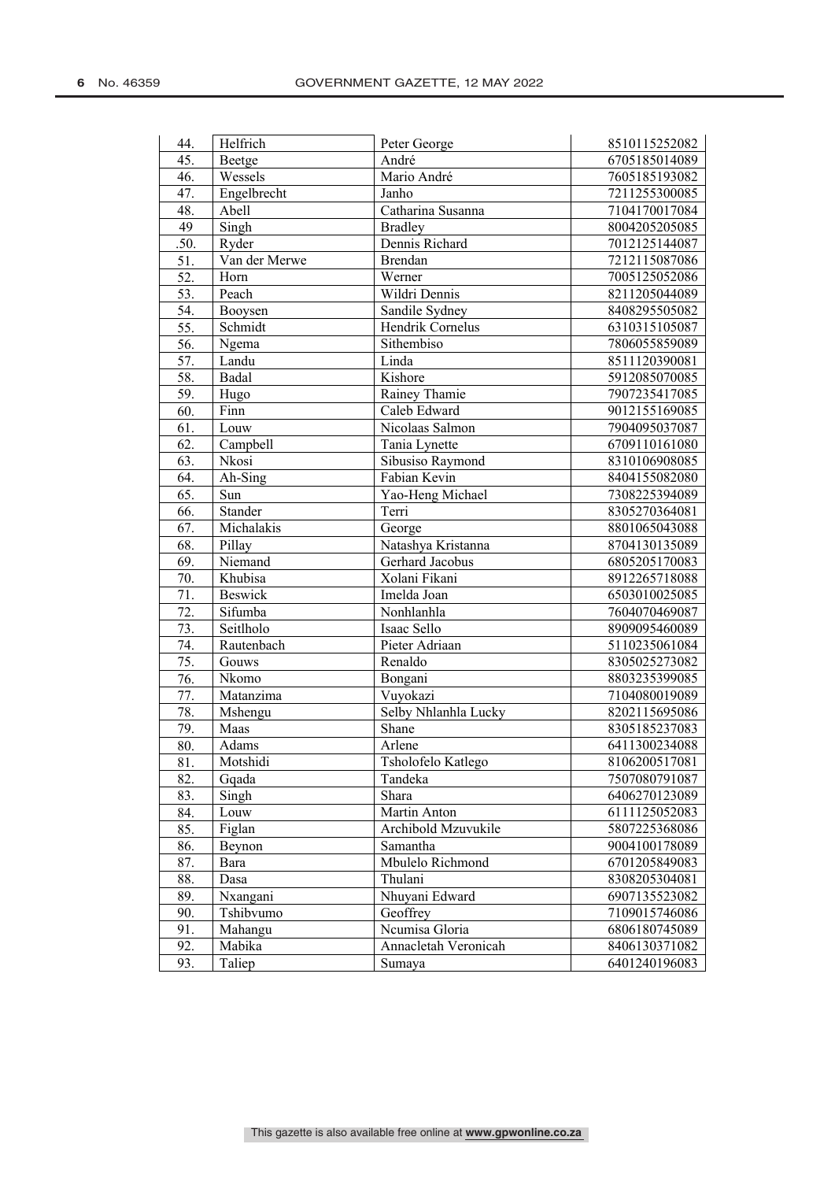| 44. | Helfrich | Peter George | 8510115252082 |
|---|---|---|---|
| 45. | Beetge | André | 6705185014089 |
| 46. | Wessels | Mario André | 7605185193082 |
| 47. | Engelbrecht | Janho | 7211255300085 |
| 48. | Abell | Catharina Susanna | 7104170017084 |
| 49 | Singh | Bradley | 8004205205085 |
| .50. | Ryder | Dennis Richard | 7012125144087 |
| 51. | Van der Merwe | Brendan | 7212115087086 |
| 52. | Horn | Werner | 7005125052086 |
| 53. | Peach | Wildri Dennis | 8211205044089 |
| 54. | Booysen | Sandile Sydney | 8408295505082 |
| 55. | Schmidt | Hendrik Cornelus | 6310315105087 |
| 56. | Ngema | Sithembiso | 7806055859089 |
| 57. | Landu | Linda | 8511120390081 |
| 58. | Badal | Kishore | 5912085070085 |
| 59. | Hugo | Rainey Thamie | 7907235417085 |
| 60. | Finn | Caleb Edward | 9012155169085 |
| 61. | Louw | Nicolaas Salmon | 7904095037087 |
| 62. | Campbell | Tania Lynette | 6709110161080 |
| 63. | Nkosi | Sibusiso Raymond | 8310106908085 |
| 64. | Ah-Sing | Fabian Kevin | 8404155082080 |
| 65. | Sun | Yao-Heng Michael | 7308225394089 |
| 66. | Stander | Terri | 8305270364081 |
| 67. | Michalakis | George | 8801065043088 |
| 68. | Pillay | Natashya Kristanna | 8704130135089 |
| 69. | Niemand | Gerhard Jacobus | 6805205170083 |
| 70. | Khubisa | Xolani Fikani | 8912265718088 |
| 71. | Beswick | Imelda Joan | 6503010025085 |
| 72. | Sifumba | Nonhlanhla | 7604070469087 |
| 73. | Seitlholo | Isaac Sello | 8909095460089 |
| 74. | Rautenbach | Pieter Adriaan | 5110235061084 |
| 75. | Gouws | Renaldo | 8305025273082 |
| 76. | Nkomo | Bongani | 8803235399085 |
| 77. | Matanzima | Vuyokazi | 7104080019089 |
| 78. | Mshengu | Selby Nhlanhla Lucky | 8202115695086 |
| 79. | Maas | Shane | 8305185237083 |
| 80. | Adams | Arlene | 6411300234088 |
| 81. | Motshidi | Tsholofelo Katlego | 8106200517081 |
| 82. | Gqada | Tandeka | 7507080791087 |
| 83. | Singh | Shara | 6406270123089 |
| 84. | Louw | Martin Anton | 6111125052083 |
| 85. | Figlan | Archibold Mzuvukile | 5807225368086 |
| 86. | Beynon | Samantha | 9004100178089 |
| 87. | Bara | Mbulelo Richmond | 6701205849083 |
| 88. | Dasa | Thulani | 8308205304081 |
| 89. | Nxangani | Nhuyani Edward | 6907135523082 |
| 90. | Tshibvumo | Geoffrey | 7109015746086 |
| 91. | Mahangu | Ncumisa Gloria | 6806180745089 |
| 92. | Mabika | Annacletah Veronicah | 8406130371082 |
| 93. | Taliep | Sumaya | 6401240196083 |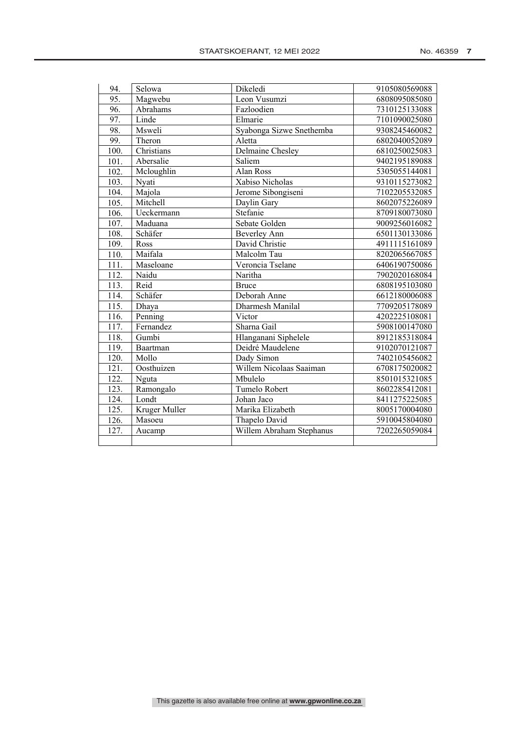| | | | |
|---|---|---|---|
| 94. | Selowa | Dikeledi | 9105080569088 |
| 95. | Magwebu | Leon Vusumzi | 6808095085080 |
| 96. | Abrahams | Fazloodien | 7310125133088 |
| 97. | Linde | Elmarie | 7101090025080 |
| 98. | Msweli | Syabonga Sizwe Snethemba | 9308245460082 |
| 99. | Theron | Aletta | 6802040052089 |
| 100. | Christians | Delmaine Chesley | 6810250025083 |
| 101. | Abersalie | Saliem | 9402195189088 |
| 102. | Mcloughlin | Alan Ross | 5305055144081 |
| 103. | Nyati | Xabiso Nicholas | 9310115273082 |
| 104. | Majola | Jerome Sibongiseni | 7102205532085 |
| 105. | Mitchell | Daylin Gary | 8602075226089 |
| 106. | Ueckermann | Stefanie | 8709180073080 |
| 107. | Maduana | Sebate Golden | 9009256016082 |
| 108. | Schäfer | Beverley Ann | 6501130133086 |
| 109. | Ross | David Christie | 4911115161089 |
| 110. | Maifala | Malcolm Tau | 8202065667085 |
| 111. | Maseloane | Veroncia Tselane | 6406190750086 |
| 112. | Naidu | Naritha | 7902020168084 |
| 113. | Reid | Bruce | 6808195103080 |
| 114. | Schäfer | Deborah Anne | 6612180006088 |
| 115. | Dhaya | Dharmesh Manilal | 7709205178089 |
| 116. | Penning | Victor | 4202225108081 |
| 117. | Fernandez | Sharna Gail | 5908100147080 |
| 118. | Gumbi | Hlanganani Siphelele | 8912185318084 |
| 119. | Baartman | Deidré Maudelene | 9102070121087 |
| 120. | Mollo | Dady Simon | 7402105456082 |
| 121. | Oosthuizen | Willem Nicolaas Saaiman | 6708175020082 |
| 122. | Nguta | Mbulelo | 8501015321085 |
| 123. | Ramongalo | Tumelo Robert | 8602285412081 |
| 124. | Londt | Johan Jaco | 8411275225085 |
| 125. | Kruger Muller | Marika Elizabeth | 8005170004080 |
| 126. | Masoeu | Thapelo David | 5910045804080 |
| 127. | Aucamp | Willem Abraham Stephanus | 7202265059084 |
| | | | |